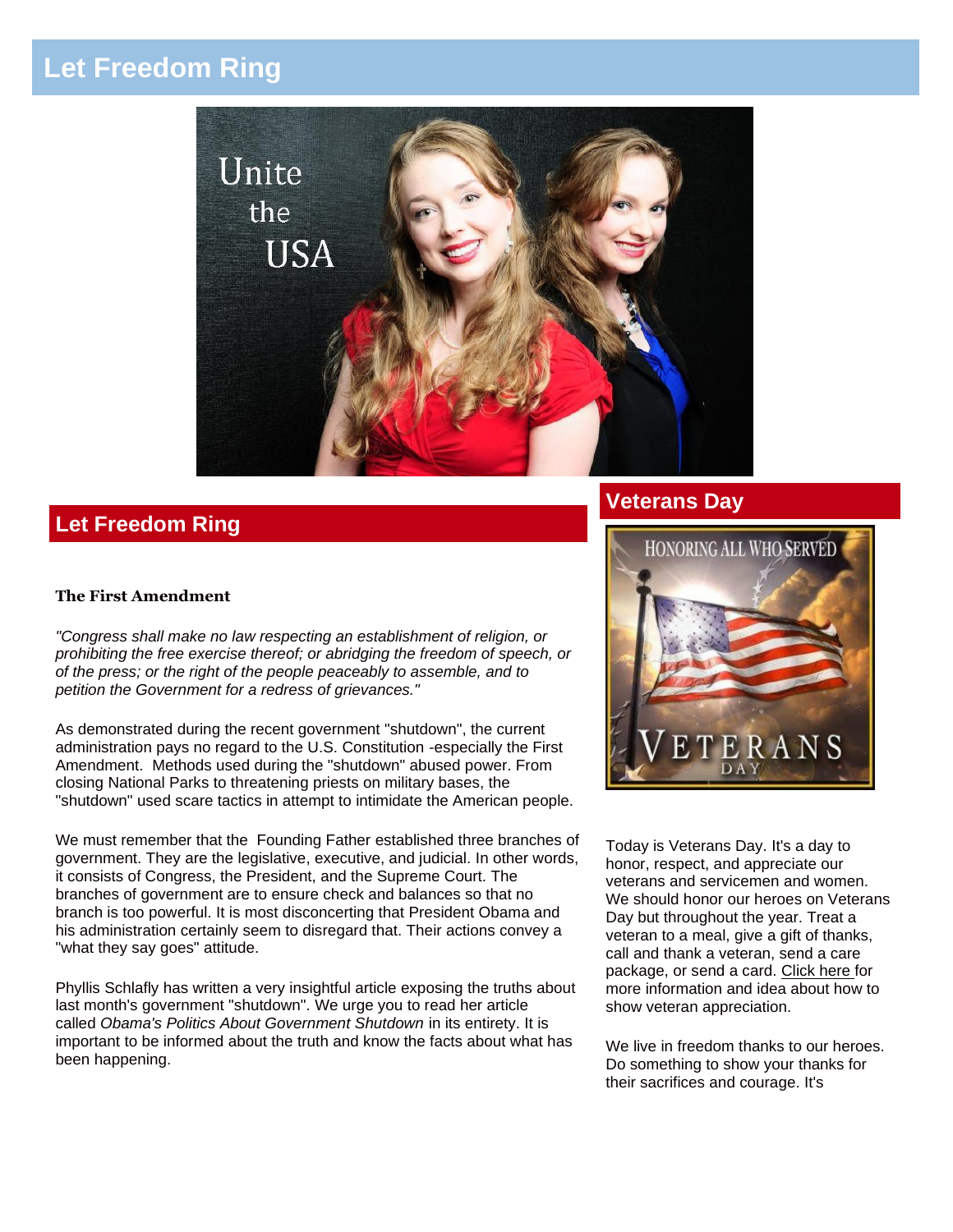# Let Freedom Ring

## Let Freedom Ring

**The First Amendment**

*"Congress shall make no law respecting an establishment of religion, or prohibiting the free exercise thereof; or abridging the freedom of speech, or of the press; or the right of the people peaceably to assemble, and to petition the Government for a redress of grievances."*

As demonstrated during the recent government "shutdown", the current administration pays no regard to the U.S. Constitution -especially the First Amendment. Methods used during the "shutdown" abused power. From closing National Parks to threatening priests on military bases, the "shutdown" used scare tactics in attempt to intimidate the American people.

We must remember that the Founding Father established three branches of government. They are the legislative, executive, and judicial. In other words, it consists of Congress, the President, and the Supreme Court. The branches of government are to ensure check and balances so that no branch is too powerful. It is most disconcerting that President Obama and his administration certainly seem to disregard that. Their actions convey a "what they say goes" attitude.

Phyllis Schlafly has written a very insightful article exposing the truths about last month's government "shutdown". We urge you to read her article called *Obama's Politics About Government Shutdown* in its entirety. It is important to be informed about the truth and know the facts about what has been happening.

## Veterans Day

Today is Veterans Day. It's a day to honor, respect, and appreciate our veterans and servicemen and women. We should honor our heroes on Veterans Day but throughout the year. Treat a veteran to a meal, give a gift of thanks, call and thank a veteran, send a care package, or send a card. Click here for more information and idea about how to show veteran appreciation.

We live in freedom thanks to our heroes. Do something to show your thanks for their sacrifices and courage. It's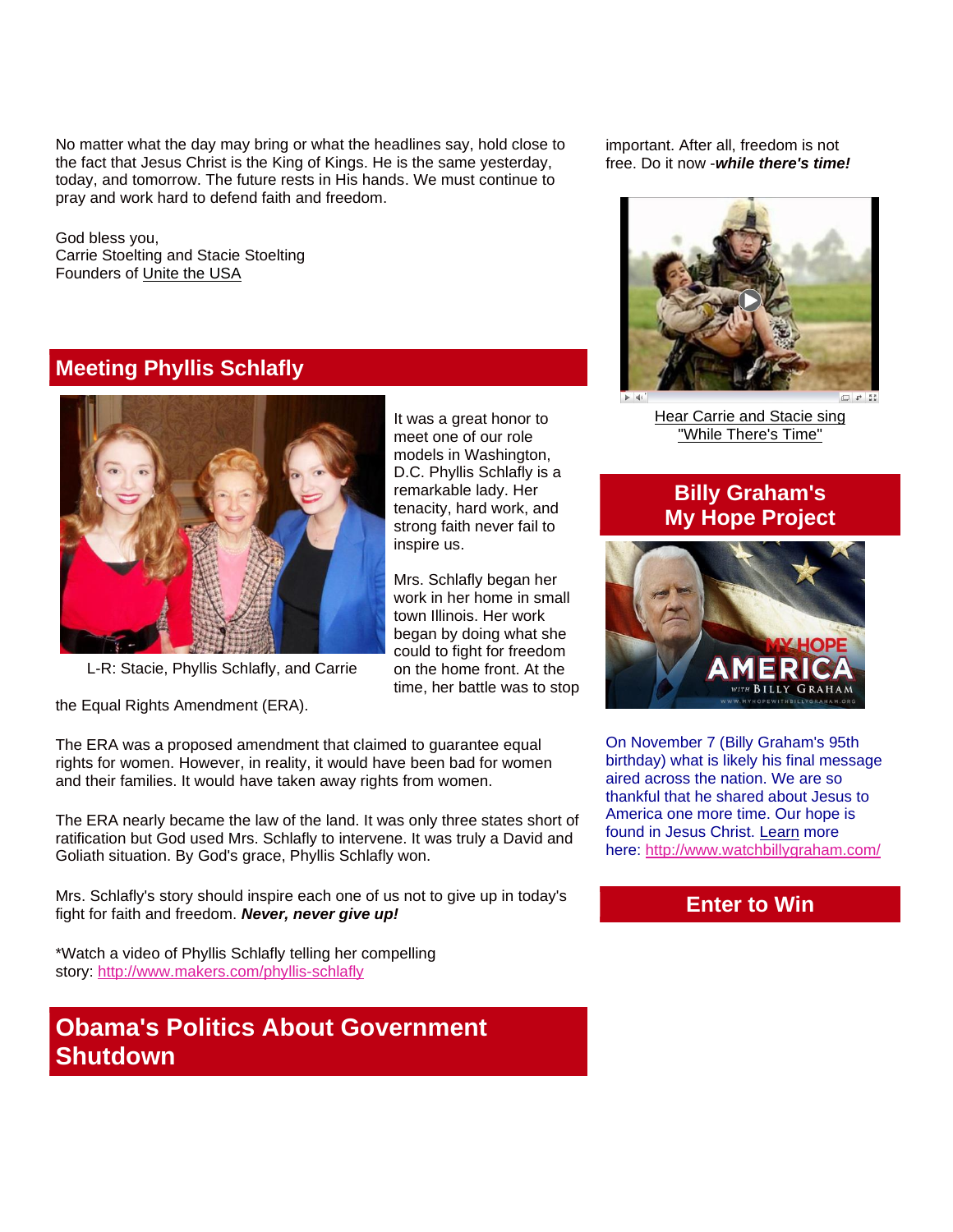No matter what the day may bring or what the headlines say, hold close to the fact that Jesus Christ is the King of Kings. He is the same yesterday, today, and tomorrow. The future rests in His hands. We must continue to pray and work hard to defend faith and freedom.

God bless you,
Carrie Stoelting and Stacie Stoelting
Founders of Unite the USA

## Meeting Phyllis Schlafly

L-R: Stacie, Phyllis Schlafly, and Carrie

It was a great honor to meet one of our role models in Washington, D.C. Phyllis Schlafly is a remarkable lady. Her tenacity, hard work, and strong faith never fail to inspire us.

Mrs. Schlafly began her work in her home in small town Illinois. Her work began by doing what she could to fight for freedom on the home front. At the time, her battle was to stop the Equal Rights Amendment (ERA).

The ERA was a proposed amendment that claimed to guarantee equal rights for women. However, in reality, it would have been bad for women and their families. It would have taken away rights from women.

The ERA nearly became the law of the land. It was only three states short of ratification but God used Mrs. Schlafly to intervene. It was truly a David and Goliath situation. By God's grace, Phyllis Schlafly won.

Mrs. Schlafly's story should inspire each one of us not to give up in today's fight for faith and freedom. ***Never, never give up!***

*Watch a video of Phyllis Schlafly telling her compelling story: http://www.makers.com/phyllis-schlafly

## Obama's Politics About Government Shutdown

important. After all, freedom is not free. Do it now -***while there's time!***

Hear Carrie and Stacie sing "While There's Time"

## Billy Graham's My Hope Project

On November 7 (Billy Graham's 95th birthday) what is likely his final message aired across the nation. We are so thankful that he shared about Jesus to America one more time. Our hope is found in Jesus Christ. Learn more here: http://www.watchbillygraham.com/

## Enter to Win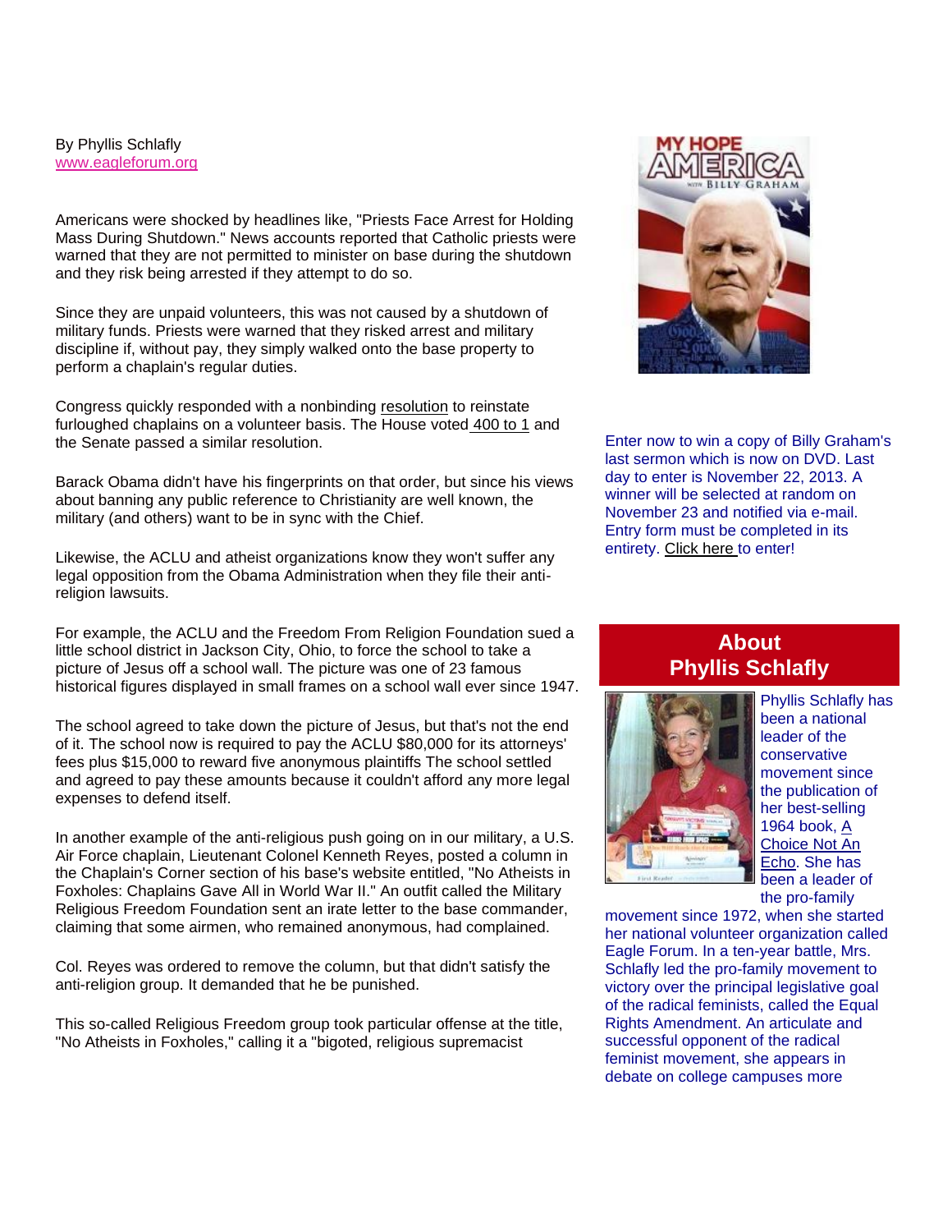By Phyllis Schlafly
www.eagleforum.org

Americans were shocked by headlines like, "Priests Face Arrest for Holding Mass During Shutdown." News accounts reported that Catholic priests were warned that they are not permitted to minister on base during the shutdown and they risk being arrested if they attempt to do so.

Since they are unpaid volunteers, this was not caused by a shutdown of military funds. Priests were warned that they risked arrest and military discipline if, without pay, they simply walked onto the base property to perform a chaplain's regular duties.

Congress quickly responded with a nonbinding resolution to reinstate furloughed chaplains on a volunteer basis. The House voted 400 to 1 and the Senate passed a similar resolution.

Barack Obama didn't have his fingerprints on that order, but since his views about banning any public reference to Christianity are well known, the military (and others) want to be in sync with the Chief.

Likewise, the ACLU and atheist organizations know they won't suffer any legal opposition from the Obama Administration when they file their anti-religion lawsuits.

For example, the ACLU and the Freedom From Religion Foundation sued a little school district in Jackson City, Ohio, to force the school to take a picture of Jesus off a school wall. The picture was one of 23 famous historical figures displayed in small frames on a school wall ever since 1947.

The school agreed to take down the picture of Jesus, but that's not the end of it. The school now is required to pay the ACLU $80,000 for its attorneys' fees plus $15,000 to reward five anonymous plaintiffs The school settled and agreed to pay these amounts because it couldn't afford any more legal expenses to defend itself.

In another example of the anti-religious push going on in our military, a U.S. Air Force chaplain, Lieutenant Colonel Kenneth Reyes, posted a column in the Chaplain's Corner section of his base's website entitled, "No Atheists in Foxholes: Chaplains Gave All in World War II." An outfit called the Military Religious Freedom Foundation sent an irate letter to the base commander, claiming that some airmen, who remained anonymous, had complained.

Col. Reyes was ordered to remove the column, but that didn't satisfy the anti-religion group. It demanded that he be punished.

This so-called Religious Freedom group took particular offense at the title, "No Atheists in Foxholes," calling it a "bigoted, religious supremacist

MY HOPE AMERICA WITH BILLY GRAHAM

Enter now to win a copy of Billy Graham's last sermon which is now on DVD. Last day to enter is November 22, 2013. A winner will be selected at random on November 23 and notified via e-mail. Entry form must be completed in its entirety. Click here to enter!

## About Phyllis Schlafly

Phyllis Schlafly has been a national leader of the conservative movement since the publication of her best-selling 1964 book, A Choice Not An Echo. She has been a leader of the pro-family movement since 1972, when she started her national volunteer organization called Eagle Forum. In a ten-year battle, Mrs. Schlafly led the pro-family movement to victory over the principal legislative goal of the radical feminists, called the Equal Rights Amendment. An articulate and successful opponent of the radical feminist movement, she appears in debate on college campuses more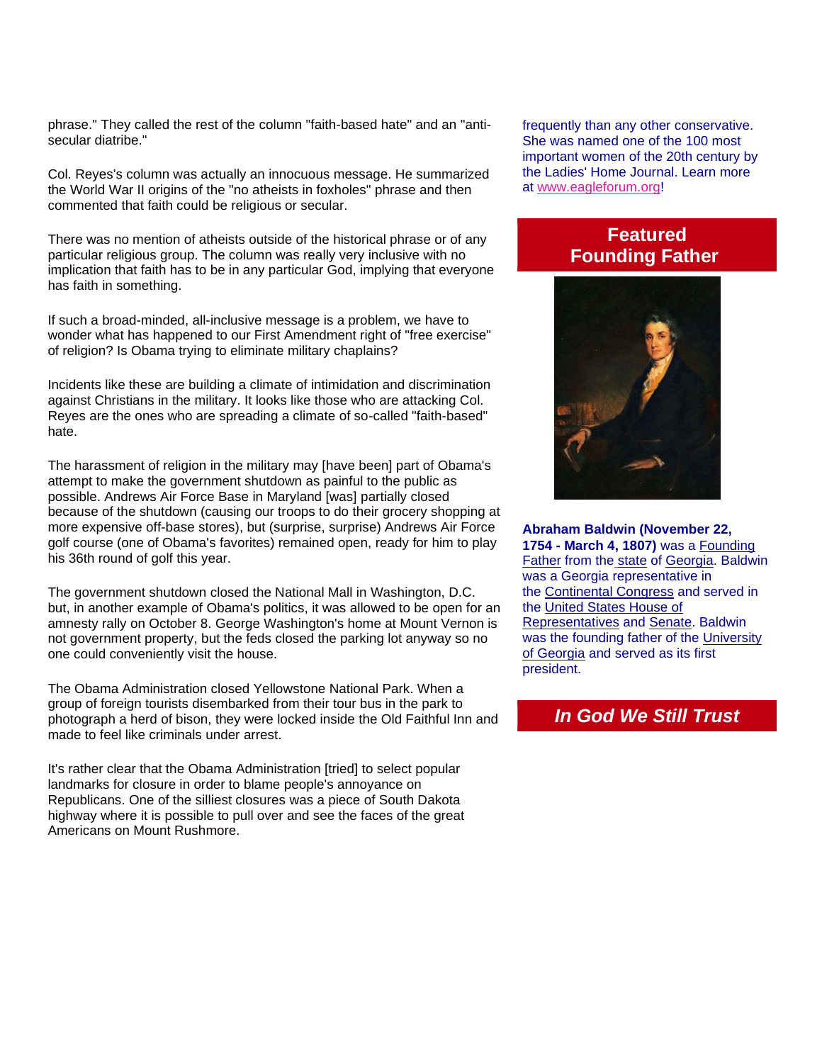phrase." They called the rest of the column "faith-based hate" and an "anti-secular diatribe."

Col. Reyes's column was actually an innocuous message. He summarized the World War II origins of the "no atheists in foxholes" phrase and then commented that faith could be religious or secular.

There was no mention of atheists outside of the historical phrase or of any particular religious group. The column was really very inclusive with no implication that faith has to be in any particular God, implying that everyone has faith in something.

If such a broad-minded, all-inclusive message is a problem, we have to wonder what has happened to our First Amendment right of "free exercise" of religion? Is Obama trying to eliminate military chaplains?

Incidents like these are building a climate of intimidation and discrimination against Christians in the military. It looks like those who are attacking Col. Reyes are the ones who are spreading a climate of so-called "faith-based" hate.

The harassment of religion in the military may [have been] part of Obama's attempt to make the government shutdown as painful to the public as possible. Andrews Air Force Base in Maryland [was] partially closed because of the shutdown (causing our troops to do their grocery shopping at more expensive off-base stores), but (surprise, surprise) Andrews Air Force golf course (one of Obama's favorites) remained open, ready for him to play his 36th round of golf this year.

The government shutdown closed the National Mall in Washington, D.C. but, in another example of Obama's politics, it was allowed to be open for an amnesty rally on October 8. George Washington's home at Mount Vernon is not government property, but the feds closed the parking lot anyway so no one could conveniently visit the house.

The Obama Administration closed Yellowstone National Park. When a group of foreign tourists disembarked from their tour bus in the park to photograph a herd of bison, they were locked inside the Old Faithful Inn and made to feel like criminals under arrest.

It's rather clear that the Obama Administration [tried] to select popular landmarks for closure in order to blame people's annoyance on Republicans. One of the silliest closures was a piece of South Dakota highway where it is possible to pull over and see the faces of the great Americans on Mount Rushmore.

frequently than any other conservative. She was named one of the 100 most important women of the 20th century by the Ladies' Home Journal. Learn more at www.eagleforum.org!

## Featured Founding Father

**Abraham Baldwin (November 22, 1754 - March 4, 1807)** was a Founding Father from the state of Georgia. Baldwin was a Georgia representative in the Continental Congress and served in the United States House of Representatives and Senate. Baldwin was the founding father of the University of Georgia and served as its first president.

## *In God We Still Trust*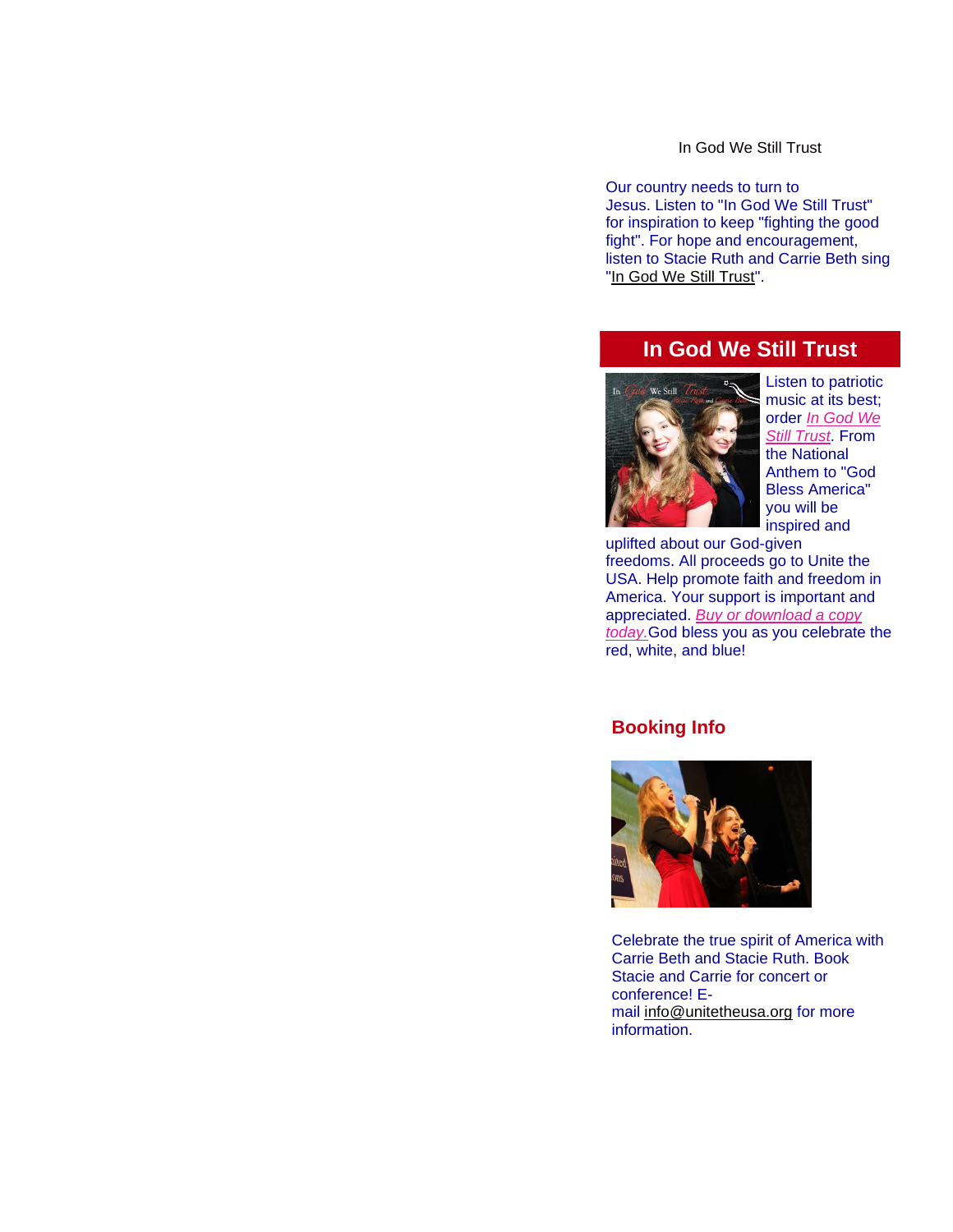In God We Still Trust

Our country needs to turn to Jesus. Listen to "In God We Still Trust" for inspiration to keep "fighting the good fight". For hope and encouragement, listen to Stacie Ruth and Carrie Beth sing "In God We Still Trust".

## In God We Still Trust

Listen to patriotic music at its best; order *In God We Still Trust*. From the National Anthem to "God Bless America" you will be inspired and uplifted about our God-given freedoms. All proceeds go to Unite the USA. Help promote faith and freedom in America. Your support is important and appreciated. *Buy or download a copy today.* God bless you as you celebrate the red, white, and blue!

## Booking Info

Celebrate the true spirit of America with Carrie Beth and Stacie Ruth. Book Stacie and Carrie for concert or conference! E-mail info@unitetheusa.org for more information.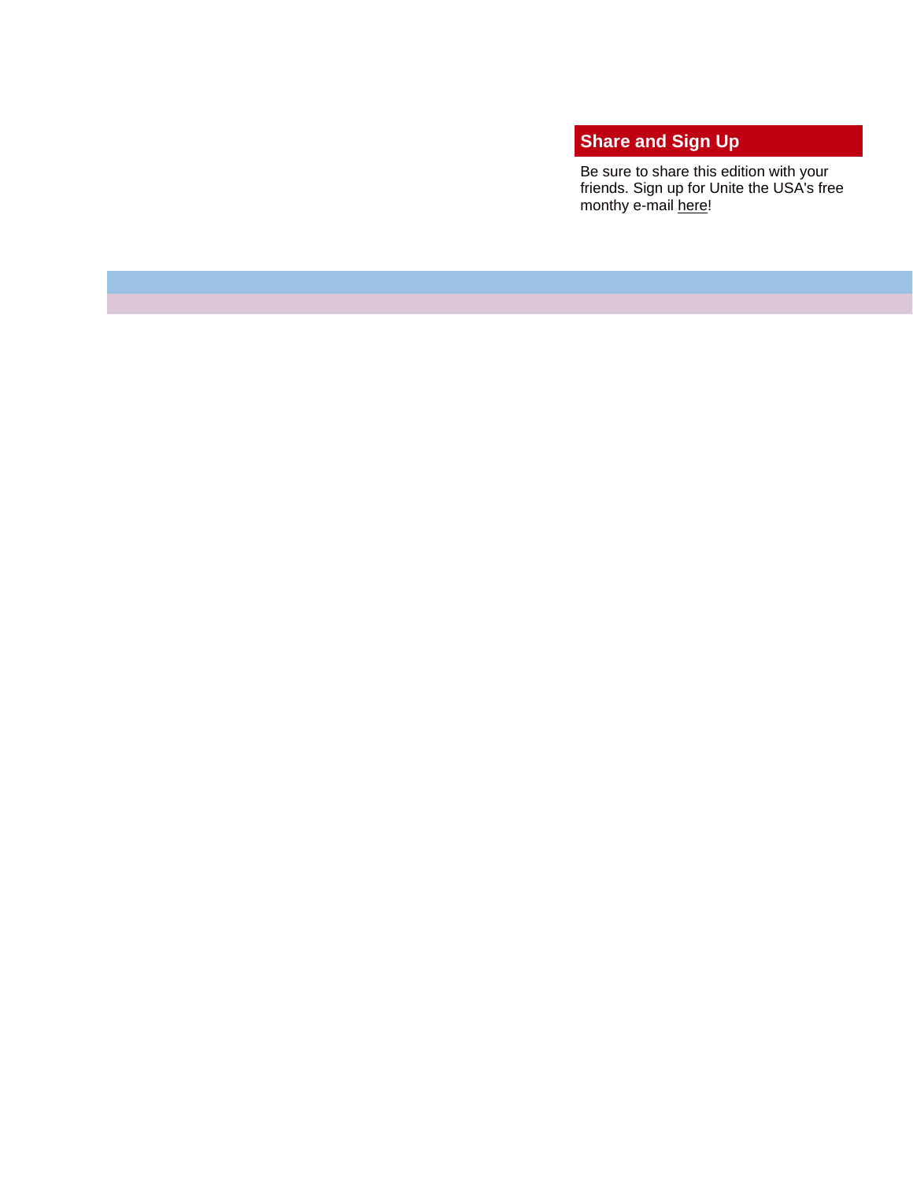## Share and Sign Up

Be sure to share this edition with your friends. Sign up for Unite the USA's free monthy e-mail here!